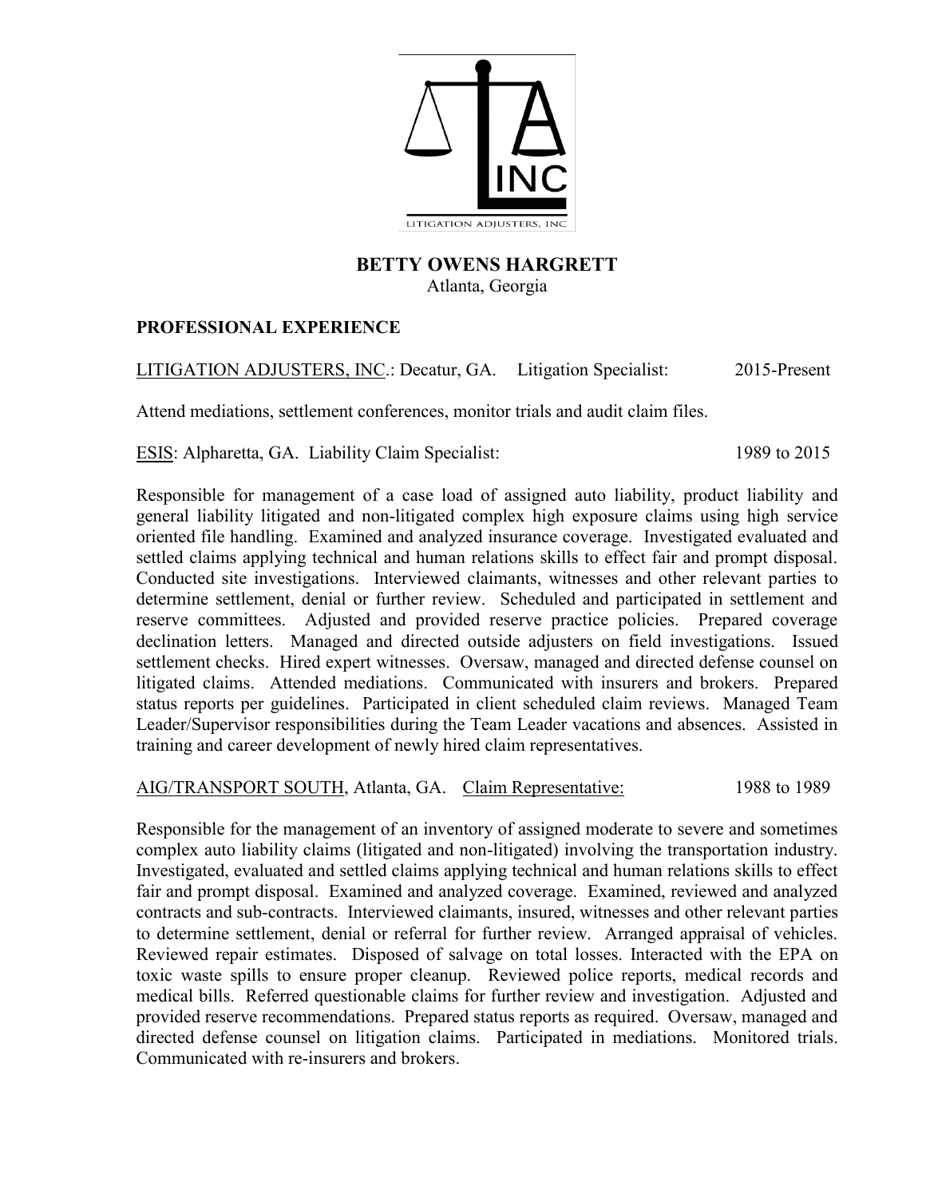LITIGATION ADJUSTERS, INC

# BETTY OWENS HARGRETT

Atlanta, Georgia

## PROFESSIONAL EXPERIENCE

LITIGATION ADJUSTERS, INC.: Decatur, GA. Litigation Specialist: 2015-Present

Attend mediations, settlement conferences, monitor trials and audit claim files.

ESIS: Alpharetta, GA. Liability Claim Specialist: 1989 to 2015

Responsible for management of a case load of assigned auto liability, product liability and general liability litigated and non-litigated complex high exposure claims using high service oriented file handling. Examined and analyzed insurance coverage. Investigated evaluated and settled claims applying technical and human relations skills to effect fair and prompt disposal. Conducted site investigations. Interviewed claimants, witnesses and other relevant parties to determine settlement, denial or further review. Scheduled and participated in settlement and reserve committees. Adjusted and provided reserve practice policies. Prepared coverage declination letters. Managed and directed outside adjusters on field investigations. Issued settlement checks. Hired expert witnesses. Oversaw, managed and directed defense counsel on litigated claims. Attended mediations. Communicated with insurers and brokers. Prepared status reports per guidelines. Participated in client scheduled claim reviews. Managed Team Leader/Supervisor responsibilities during the Team Leader vacations and absences. Assisted in training and career development of newly hired claim representatives.

AIG/TRANSPORT SOUTH, Atlanta, GA. Claim Representative: 1988 to 1989

Responsible for the management of an inventory of assigned moderate to severe and sometimes complex auto liability claims (litigated and non-litigated) involving the transportation industry. Investigated, evaluated and settled claims applying technical and human relations skills to effect fair and prompt disposal. Examined and analyzed coverage. Examined, reviewed and analyzed contracts and sub-contracts. Interviewed claimants, insured, witnesses and other relevant parties to determine settlement, denial or referral for further review. Arranged appraisal of vehicles. Reviewed repair estimates. Disposed of salvage on total losses. Interacted with the EPA on toxic waste spills to ensure proper cleanup. Reviewed police reports, medical records and medical bills. Referred questionable claims for further review and investigation. Adjusted and provided reserve recommendations. Prepared status reports as required. Oversaw, managed and directed defense counsel on litigation claims. Participated in mediations. Monitored trials. Communicated with re-insurers and brokers.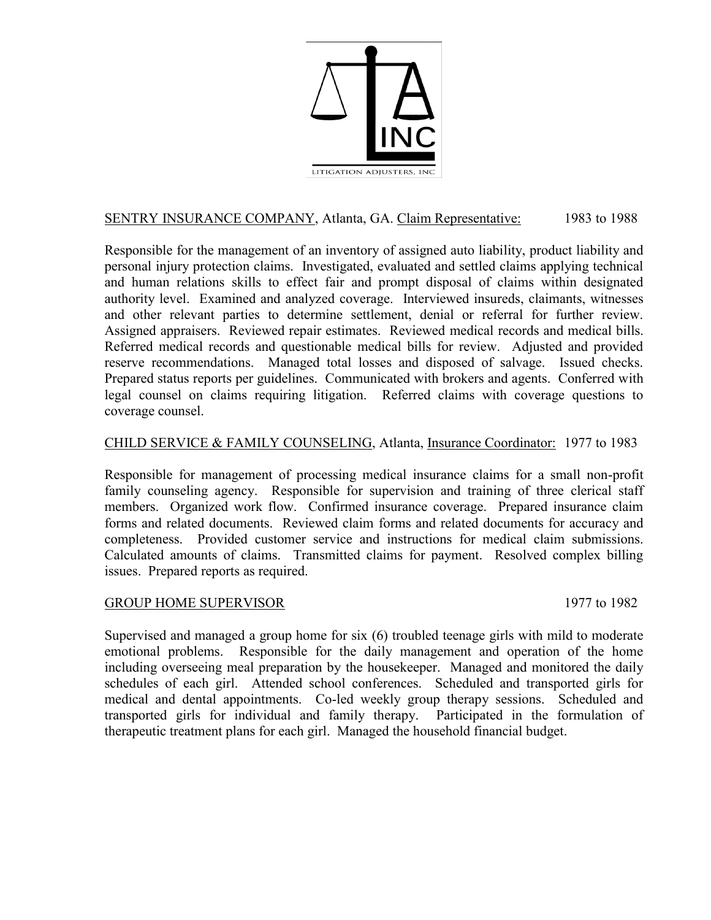LITIGATION ADJUSTERS, INC

SENTRY INSURANCE COMPANY, Atlanta, GA. Claim Representative: 1983 to 1988

Responsible for the management of an inventory of assigned auto liability, product liability and personal injury protection claims. Investigated, evaluated and settled claims applying technical and human relations skills to effect fair and prompt disposal of claims within designated authority level. Examined and analyzed coverage. Interviewed insureds, claimants, witnesses and other relevant parties to determine settlement, denial or referral for further review. Assigned appraisers. Reviewed repair estimates. Reviewed medical records and medical bills. Referred medical records and questionable medical bills for review. Adjusted and provided reserve recommendations. Managed total losses and disposed of salvage. Issued checks. Prepared status reports per guidelines. Communicated with brokers and agents. Conferred with legal counsel on claims requiring litigation. Referred claims with coverage questions to coverage counsel.

CHILD SERVICE & FAMILY COUNSELING, Atlanta, Insurance Coordinator: 1977 to 1983

Responsible for management of processing medical insurance claims for a small non-profit family counseling agency. Responsible for supervision and training of three clerical staff members. Organized work flow. Confirmed insurance coverage. Prepared insurance claim forms and related documents. Reviewed claim forms and related documents for accuracy and completeness. Provided customer service and instructions for medical claim submissions. Calculated amounts of claims. Transmitted claims for payment. Resolved complex billing issues. Prepared reports as required.

GROUP HOME SUPERVISOR 1977 to 1982

Supervised and managed a group home for six (6) troubled teenage girls with mild to moderate emotional problems. Responsible for the daily management and operation of the home including overseeing meal preparation by the housekeeper. Managed and monitored the daily schedules of each girl. Attended school conferences. Scheduled and transported girls for medical and dental appointments. Co-led weekly group therapy sessions. Scheduled and transported girls for individual and family therapy. Participated in the formulation of therapeutic treatment plans for each girl. Managed the household financial budget.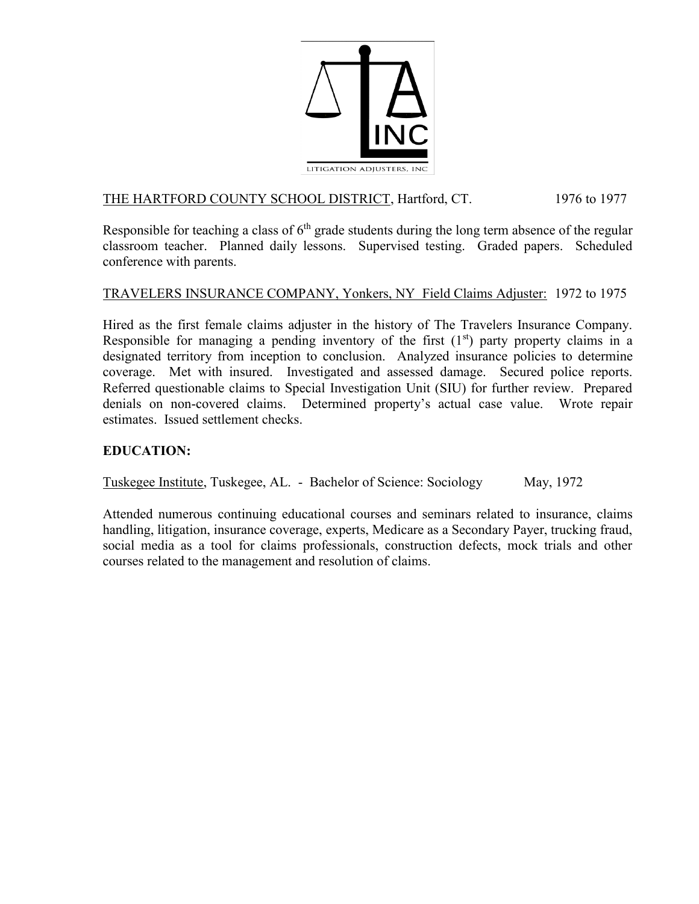THE HARTFORD COUNTY SCHOOL DISTRICT, Hartford, CT. 1976 to 1977

Responsible for teaching a class of 6th grade students during the long term absence of the regular classroom teacher. Planned daily lessons. Supervised testing. Graded papers. Scheduled conference with parents.

TRAVELERS INSURANCE COMPANY, Yonkers, NY Field Claims Adjuster: 1972 to 1975

Hired as the first female claims adjuster in the history of The Travelers Insurance Company. Responsible for managing a pending inventory of the first (1st) party property claims in a designated territory from inception to conclusion. Analyzed insurance policies to determine coverage. Met with insured. Investigated and assessed damage. Secured police reports. Referred questionable claims to Special Investigation Unit (SIU) for further review. Prepared denials on non-covered claims. Determined property's actual case value. Wrote repair estimates. Issued settlement checks.

**EDUCATION:**

Tuskegee Institute, Tuskegee, AL. - Bachelor of Science: Sociology May, 1972

Attended numerous continuing educational courses and seminars related to insurance, claims handling, litigation, insurance coverage, experts, Medicare as a Secondary Payer, trucking fraud, social media as a tool for claims professionals, construction defects, mock trials and other courses related to the management and resolution of claims.